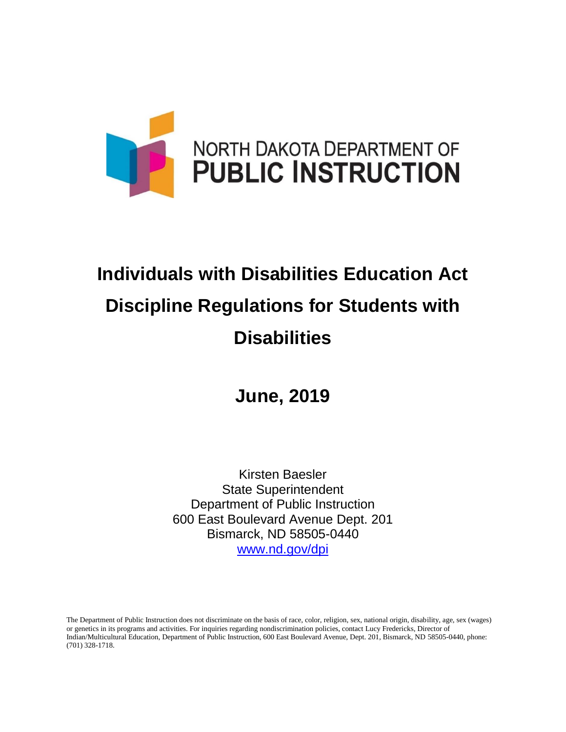NORTH DAKOTA DEPARTMENT OF
PUBLIC INSTRUCTION

# Individuals with Disabilities Education Act Discipline Regulations for Students with Disabilities

## June, 2019

Kirsten Baesler
State Superintendent
Department of Public Instruction
600 East Boulevard Avenue Dept. 201
Bismarck, ND 58505-0440
www.nd.gov/dpi

The Department of Public Instruction does not discriminate on the basis of race, color, religion, sex, national origin, disability, age, sex (wages) or genetics in its programs and activities. For inquiries regarding nondiscrimination policies, contact Lucy Fredericks, Director of Indian/Multicultural Education, Department of Public Instruction, 600 East Boulevard Avenue, Dept. 201, Bismarck, ND 58505-0440, phone: (701) 328-1718.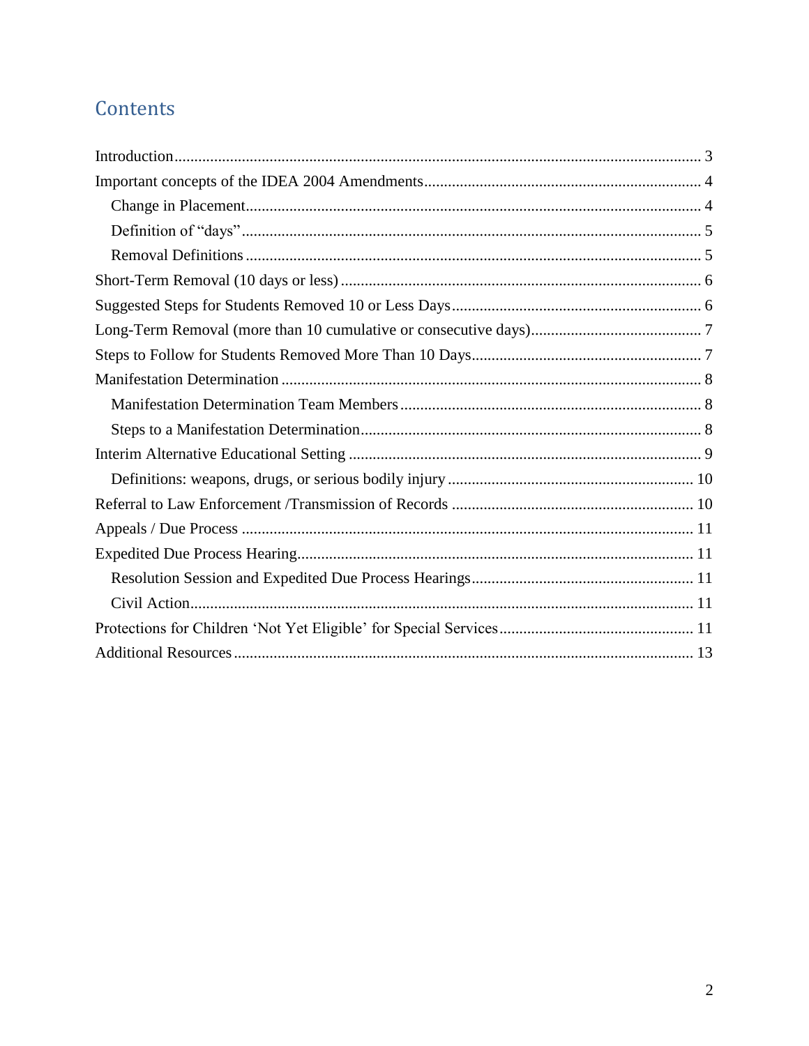## Contents

- Introduction ... 3
- Important concepts of the IDEA 2004 Amendments ... 4
  - Change in Placement ... 4
  - Definition of "days" ... 5
  - Removal Definitions ... 5
- Short-Term Removal (10 days or less) ... 6
- Suggested Steps for Students Removed 10 or Less Days ... 6
- Long-Term Removal (more than 10 cumulative or consecutive days) ... 7
- Steps to Follow for Students Removed More Than 10 Days ... 7
- Manifestation Determination ... 8
  - Manifestation Determination Team Members ... 8
  - Steps to a Manifestation Determination ... 8
- Interim Alternative Educational Setting ... 9
  - Definitions: weapons, drugs, or serious bodily injury ... 10
- Referral to Law Enforcement /Transmission of Records ... 10
- Appeals / Due Process ... 11
- Expedited Due Process Hearing ... 11
  - Resolution Session and Expedited Due Process Hearings ... 11
  - Civil Action ... 11
- Protections for Children 'Not Yet Eligible' for Special Services ... 11
- Additional Resources ... 13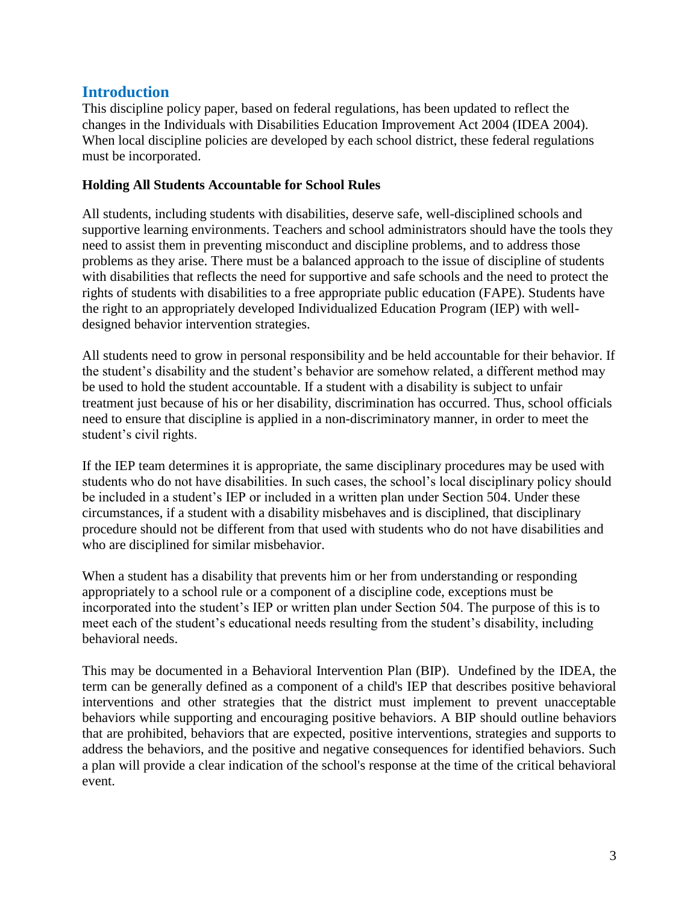## Introduction

This discipline policy paper, based on federal regulations, has been updated to reflect the changes in the Individuals with Disabilities Education Improvement Act 2004 (IDEA 2004). When local discipline policies are developed by each school district, these federal regulations must be incorporated.

### Holding All Students Accountable for School Rules

All students, including students with disabilities, deserve safe, well-disciplined schools and supportive learning environments. Teachers and school administrators should have the tools they need to assist them in preventing misconduct and discipline problems, and to address those problems as they arise. There must be a balanced approach to the issue of discipline of students with disabilities that reflects the need for supportive and safe schools and the need to protect the rights of students with disabilities to a free appropriate public education (FAPE). Students have the right to an appropriately developed Individualized Education Program (IEP) with well-designed behavior intervention strategies.

All students need to grow in personal responsibility and be held accountable for their behavior. If the student's disability and the student's behavior are somehow related, a different method may be used to hold the student accountable. If a student with a disability is subject to unfair treatment just because of his or her disability, discrimination has occurred. Thus, school officials need to ensure that discipline is applied in a non-discriminatory manner, in order to meet the student's civil rights.

If the IEP team determines it is appropriate, the same disciplinary procedures may be used with students who do not have disabilities. In such cases, the school's local disciplinary policy should be included in a student's IEP or included in a written plan under Section 504. Under these circumstances, if a student with a disability misbehaves and is disciplined, that disciplinary procedure should not be different from that used with students who do not have disabilities and who are disciplined for similar misbehavior.

When a student has a disability that prevents him or her from understanding or responding appropriately to a school rule or a component of a discipline code, exceptions must be incorporated into the student's IEP or written plan under Section 504. The purpose of this is to meet each of the student's educational needs resulting from the student's disability, including behavioral needs.

This may be documented in a Behavioral Intervention Plan (BIP). Undefined by the IDEA, the term can be generally defined as a component of a child's IEP that describes positive behavioral interventions and other strategies that the district must implement to prevent unacceptable behaviors while supporting and encouraging positive behaviors. A BIP should outline behaviors that are prohibited, behaviors that are expected, positive interventions, strategies and supports to address the behaviors, and the positive and negative consequences for identified behaviors. Such a plan will provide a clear indication of the school's response at the time of the critical behavioral event.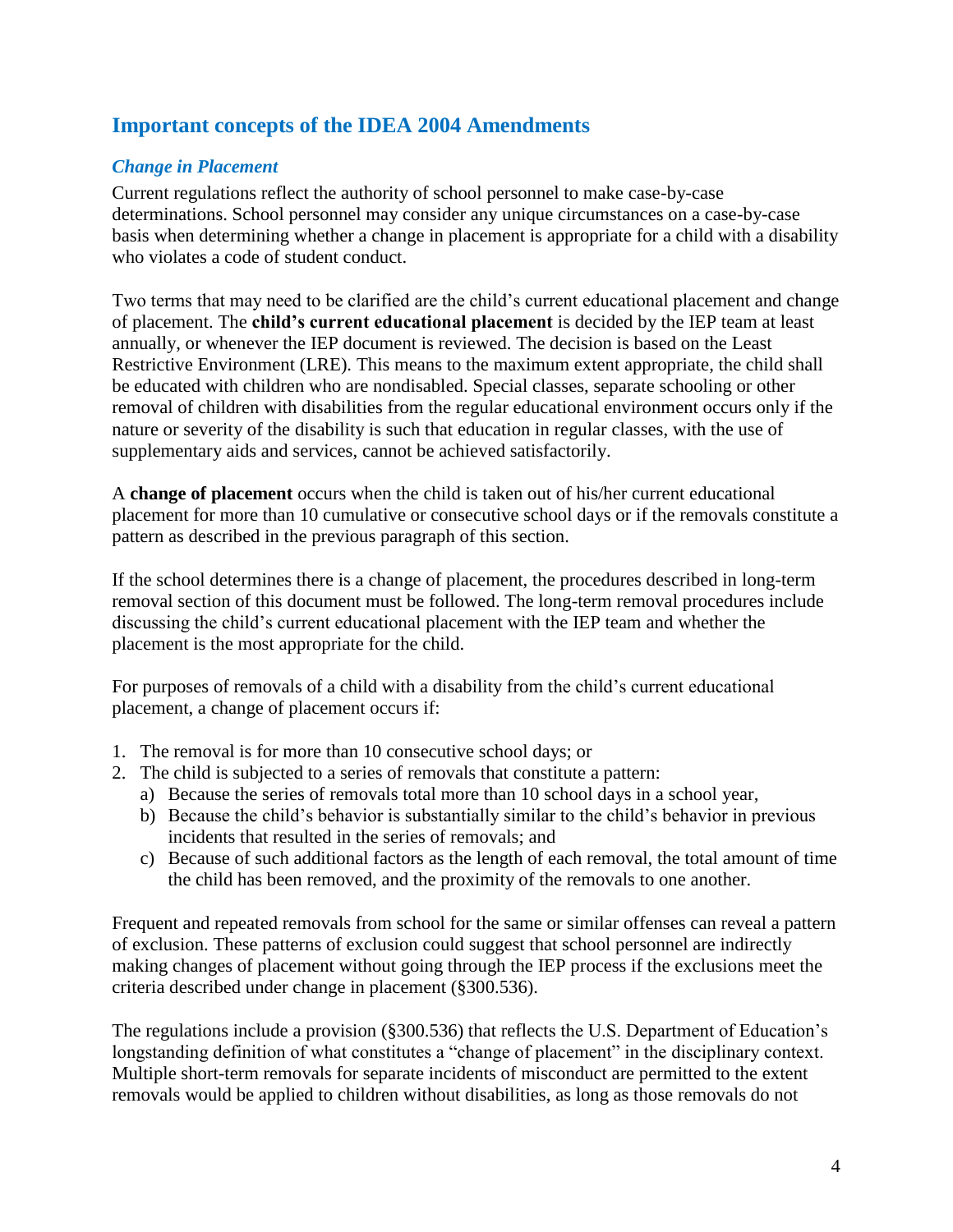## Important concepts of the IDEA 2004 Amendments

### *Change in Placement*

Current regulations reflect the authority of school personnel to make case-by-case determinations. School personnel may consider any unique circumstances on a case-by-case basis when determining whether a change in placement is appropriate for a child with a disability who violates a code of student conduct.

Two terms that may need to be clarified are the child's current educational placement and change of placement. The **child's current educational placement** is decided by the IEP team at least annually, or whenever the IEP document is reviewed. The decision is based on the Least Restrictive Environment (LRE). This means to the maximum extent appropriate, the child shall be educated with children who are nondisabled. Special classes, separate schooling or other removal of children with disabilities from the regular educational environment occurs only if the nature or severity of the disability is such that education in regular classes, with the use of supplementary aids and services, cannot be achieved satisfactorily.

A **change of placement** occurs when the child is taken out of his/her current educational placement for more than 10 cumulative or consecutive school days or if the removals constitute a pattern as described in the previous paragraph of this section.

If the school determines there is a change of placement, the procedures described in long-term removal section of this document must be followed. The long-term removal procedures include discussing the child's current educational placement with the IEP team and whether the placement is the most appropriate for the child.

For purposes of removals of a child with a disability from the child's current educational placement, a change of placement occurs if:

1. The removal is for more than 10 consecutive school days; or
2. The child is subjected to a series of removals that constitute a pattern:
   a) Because the series of removals total more than 10 school days in a school year,
   b) Because the child's behavior is substantially similar to the child's behavior in previous incidents that resulted in the series of removals; and
   c) Because of such additional factors as the length of each removal, the total amount of time the child has been removed, and the proximity of the removals to one another.

Frequent and repeated removals from school for the same or similar offenses can reveal a pattern of exclusion. These patterns of exclusion could suggest that school personnel are indirectly making changes of placement without going through the IEP process if the exclusions meet the criteria described under change in placement (§300.536).

The regulations include a provision (§300.536) that reflects the U.S. Department of Education's longstanding definition of what constitutes a "change of placement" in the disciplinary context. Multiple short-term removals for separate incidents of misconduct are permitted to the extent removals would be applied to children without disabilities, as long as those removals do not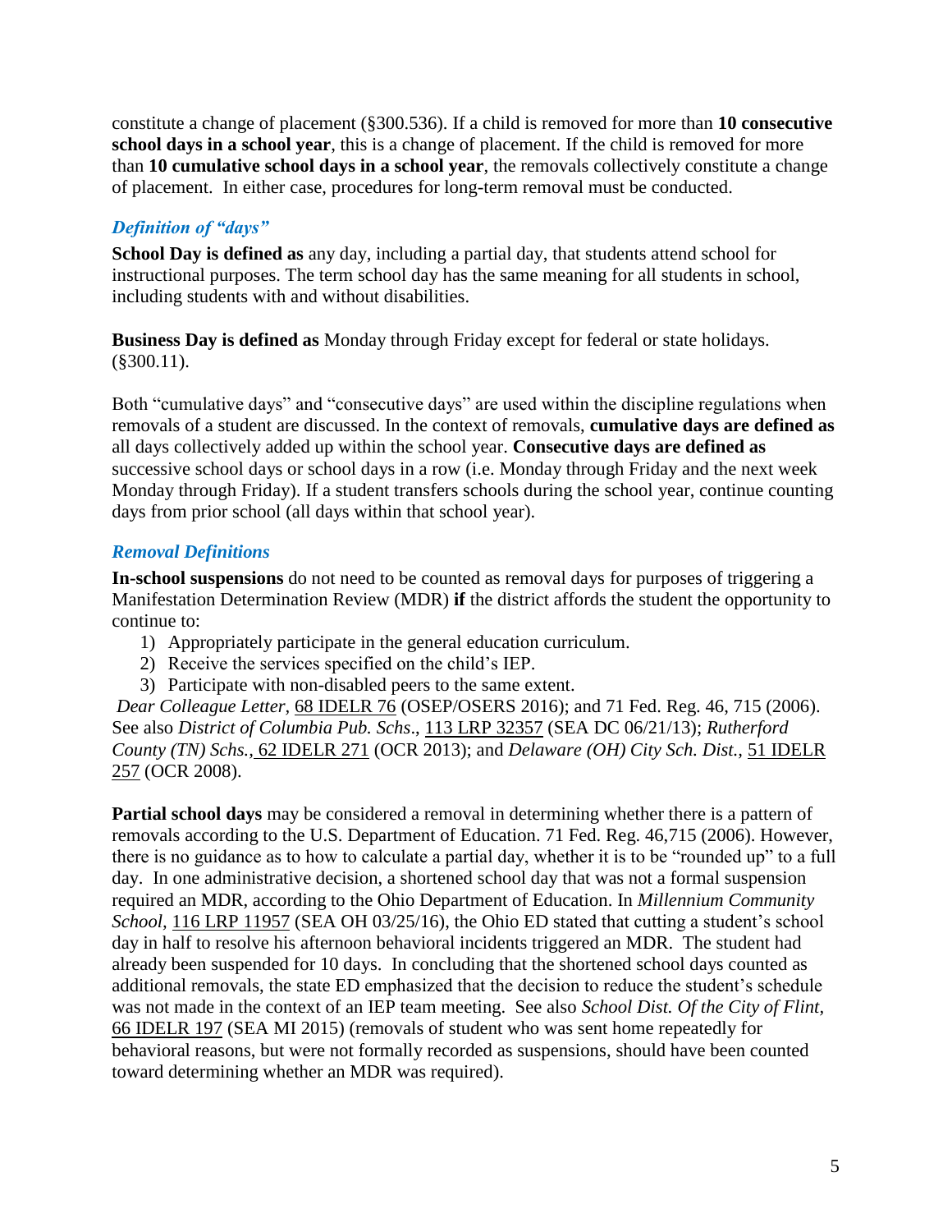constitute a change of placement (§300.536). If a child is removed for more than **10 consecutive school days in a school year**, this is a change of placement. If the child is removed for more than **10 cumulative school days in a school year**, the removals collectively constitute a change of placement. In either case, procedures for long-term removal must be conducted.

### *Definition of "days"*

**School Day is defined as** any day, including a partial day, that students attend school for instructional purposes. The term school day has the same meaning for all students in school, including students with and without disabilities.

**Business Day is defined as** Monday through Friday except for federal or state holidays. (§300.11).

Both "cumulative days" and "consecutive days" are used within the discipline regulations when removals of a student are discussed. In the context of removals, **cumulative days are defined as** all days collectively added up within the school year. **Consecutive days are defined as** successive school days or school days in a row (i.e. Monday through Friday and the next week Monday through Friday). If a student transfers schools during the school year, continue counting days from prior school (all days within that school year).

### *Removal Definitions*

**In-school suspensions** do not need to be counted as removal days for purposes of triggering a Manifestation Determination Review (MDR) **if** the district affords the student the opportunity to continue to:

1) Appropriately participate in the general education curriculum.
2) Receive the services specified on the child's IEP.
3) Participate with non-disabled peers to the same extent.

*Dear Colleague Letter*, 68 IDELR 76 (OSEP/OSERS 2016); and 71 Fed. Reg. 46, 715 (2006). See also *District of Columbia Pub. Schs*., 113 LRP 32357 (SEA DC 06/21/13); *Rutherford County (TN) Schs.,* 62 IDELR 271 (OCR 2013); and *Delaware (OH) City Sch. Dist.,* 51 IDELR 257 (OCR 2008).

**Partial school days** may be considered a removal in determining whether there is a pattern of removals according to the U.S. Department of Education. 71 Fed. Reg. 46,715 (2006). However, there is no guidance as to how to calculate a partial day, whether it is to be "rounded up" to a full day. In one administrative decision, a shortened school day that was not a formal suspension required an MDR, according to the Ohio Department of Education. In *Millennium Community School,* 116 LRP 11957 (SEA OH 03/25/16), the Ohio ED stated that cutting a student's school day in half to resolve his afternoon behavioral incidents triggered an MDR. The student had already been suspended for 10 days. In concluding that the shortened school days counted as additional removals, the state ED emphasized that the decision to reduce the student's schedule was not made in the context of an IEP team meeting. See also *School Dist. Of the City of Flint,* 66 IDELR 197 (SEA MI 2015) (removals of student who was sent home repeatedly for behavioral reasons, but were not formally recorded as suspensions, should have been counted toward determining whether an MDR was required).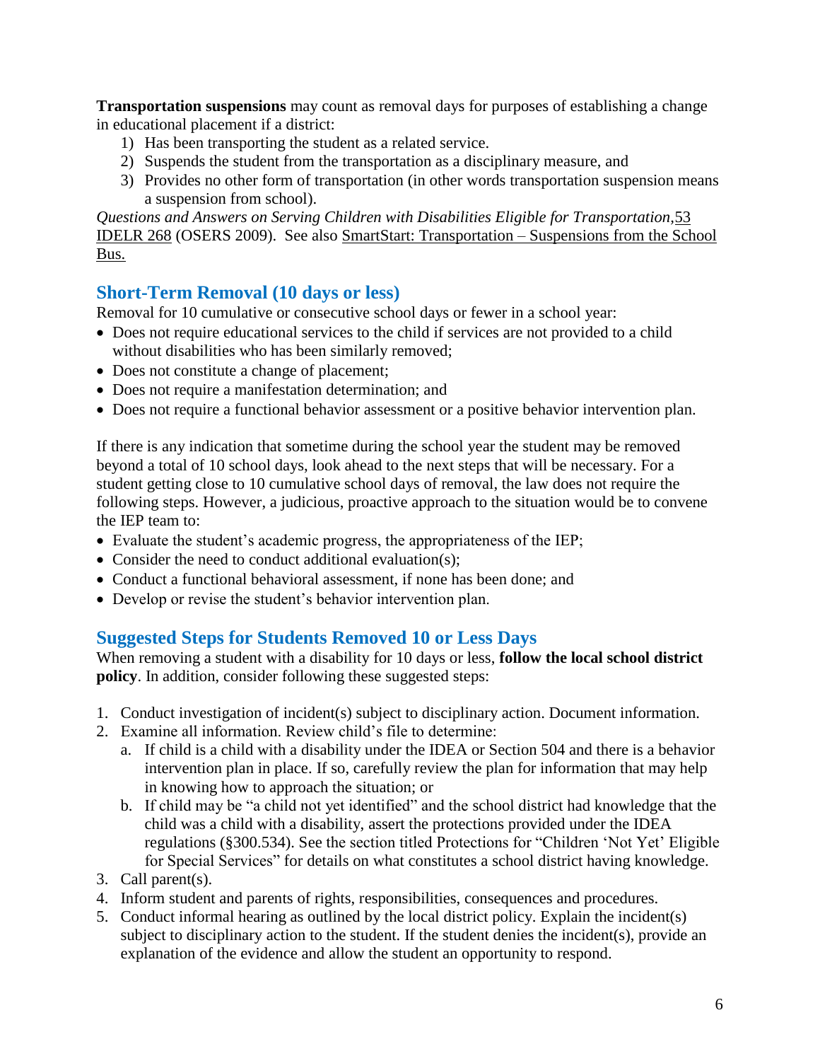**Transportation suspensions** may count as removal days for purposes of establishing a change in educational placement if a district:

1) Has been transporting the student as a related service.
2) Suspends the student from the transportation as a disciplinary measure, and
3) Provides no other form of transportation (in other words transportation suspension means a suspension from school).

*Questions and Answers on Serving Children with Disabilities Eligible for Transportation,* 53 IDELR 268 (OSERS 2009). See also SmartStart: Transportation – Suspensions from the School Bus.

## Short-Term Removal (10 days or less)

Removal for 10 cumulative or consecutive school days or fewer in a school year:

- Does not require educational services to the child if services are not provided to a child without disabilities who has been similarly removed;
- Does not constitute a change of placement;
- Does not require a manifestation determination; and
- Does not require a functional behavior assessment or a positive behavior intervention plan.

If there is any indication that sometime during the school year the student may be removed beyond a total of 10 school days, look ahead to the next steps that will be necessary. For a student getting close to 10 cumulative school days of removal, the law does not require the following steps. However, a judicious, proactive approach to the situation would be to convene the IEP team to:

- Evaluate the student's academic progress, the appropriateness of the IEP;
- Consider the need to conduct additional evaluation(s);
- Conduct a functional behavioral assessment, if none has been done; and
- Develop or revise the student's behavior intervention plan.

## Suggested Steps for Students Removed 10 or Less Days

When removing a student with a disability for 10 days or less, **follow the local school district policy**. In addition, consider following these suggested steps:

1. Conduct investigation of incident(s) subject to disciplinary action. Document information.
2. Examine all information. Review child's file to determine:
   a. If child is a child with a disability under the IDEA or Section 504 and there is a behavior intervention plan in place. If so, carefully review the plan for information that may help in knowing how to approach the situation; or
   b. If child may be "a child not yet identified" and the school district had knowledge that the child was a child with a disability, assert the protections provided under the IDEA regulations (§300.534). See the section titled Protections for "Children 'Not Yet' Eligible for Special Services" for details on what constitutes a school district having knowledge.
3. Call parent(s).
4. Inform student and parents of rights, responsibilities, consequences and procedures.
5. Conduct informal hearing as outlined by the local district policy. Explain the incident(s) subject to disciplinary action to the student. If the student denies the incident(s), provide an explanation of the evidence and allow the student an opportunity to respond.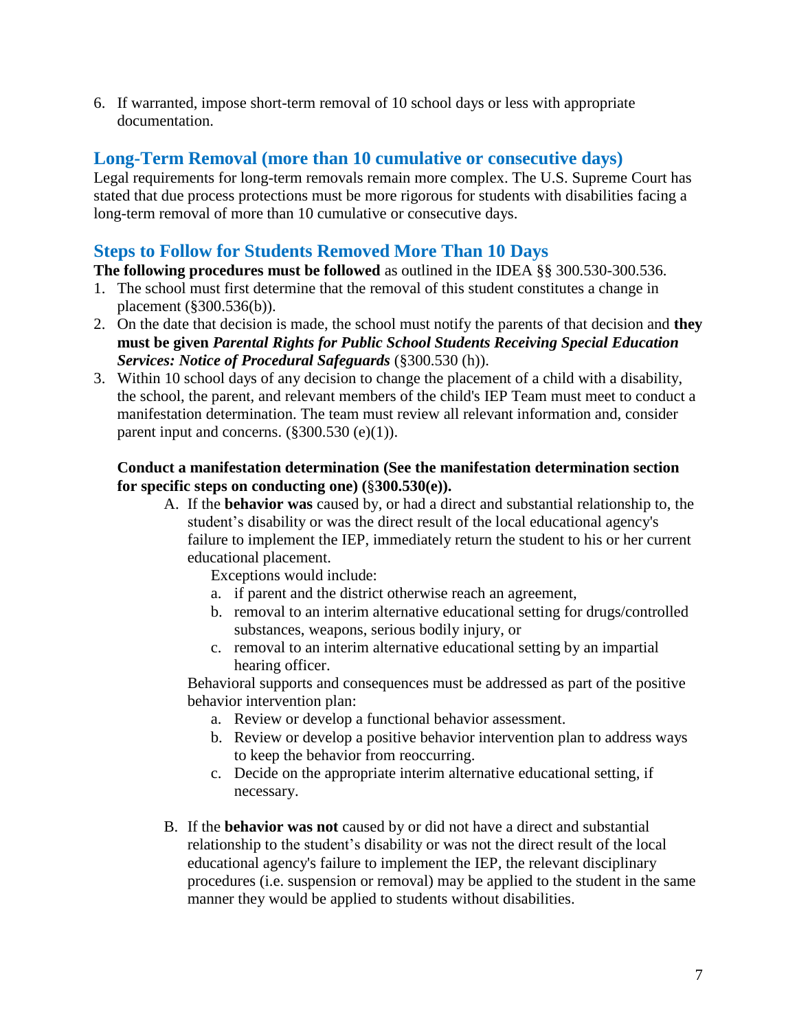6. If warranted, impose short-term removal of 10 school days or less with appropriate documentation.

## Long-Term Removal (more than 10 cumulative or consecutive days)

Legal requirements for long-term removals remain more complex. The U.S. Supreme Court has stated that due process protections must be more rigorous for students with disabilities facing a long-term removal of more than 10 cumulative or consecutive days.

## Steps to Follow for Students Removed More Than 10 Days

**The following procedures must be followed** as outlined in the IDEA §§ 300.530-300.536.

1. The school must first determine that the removal of this student constitutes a change in placement (§300.536(b)).
2. On the date that decision is made, the school must notify the parents of that decision and **they must be given *Parental Rights for Public School Students Receiving Special Education Services: Notice of Procedural Safeguards*** (§300.530 (h)).
3. Within 10 school days of any decision to change the placement of a child with a disability, the school, the parent, and relevant members of the child's IEP Team must meet to conduct a manifestation determination. The team must review all relevant information and, consider parent input and concerns. (§300.530 (e)(1)).

   **Conduct a manifestation determination (See the manifestation determination section for specific steps on conducting one) (§300.530(e)).**

   A. If the **behavior was** caused by, or had a direct and substantial relationship to, the student's disability or was the direct result of the local educational agency's failure to implement the IEP, immediately return the student to his or her current educational placement.

      Exceptions would include:

      a. if parent and the district otherwise reach an agreement,
      b. removal to an interim alternative educational setting for drugs/controlled substances, weapons, serious bodily injury, or
      c. removal to an interim alternative educational setting by an impartial hearing officer.

      Behavioral supports and consequences must be addressed as part of the positive behavior intervention plan:

      a. Review or develop a functional behavior assessment.
      b. Review or develop a positive behavior intervention plan to address ways to keep the behavior from reoccurring.
      c. Decide on the appropriate interim alternative educational setting, if necessary.

   B. If the **behavior was not** caused by or did not have a direct and substantial relationship to the student's disability or was not the direct result of the local educational agency's failure to implement the IEP, the relevant disciplinary procedures (i.e. suspension or removal) may be applied to the student in the same manner they would be applied to students without disabilities.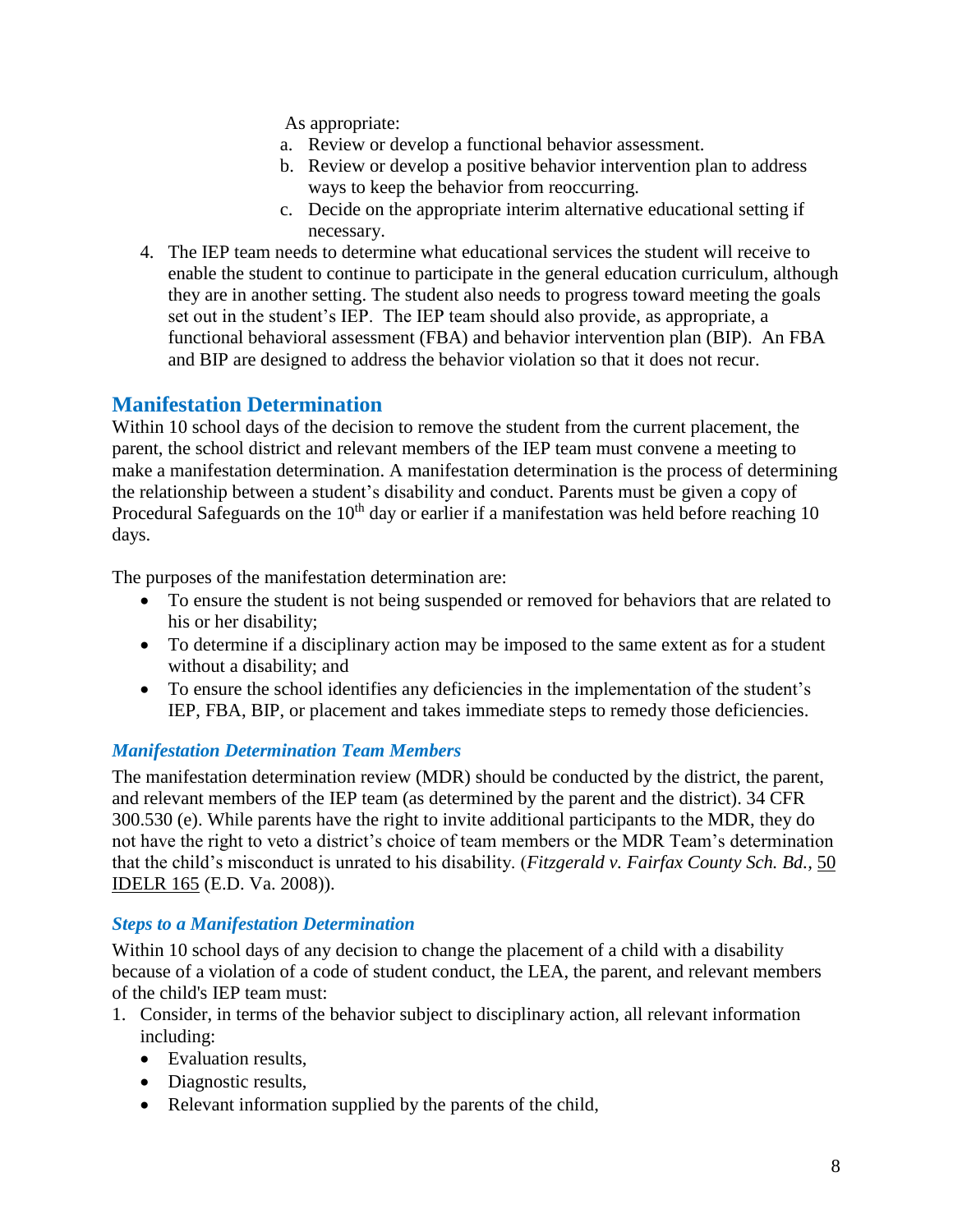As appropriate:

   a. Review or develop a functional behavior assessment.
   b. Review or develop a positive behavior intervention plan to address ways to keep the behavior from reoccurring.
   c. Decide on the appropriate interim alternative educational setting if necessary.

4. The IEP team needs to determine what educational services the student will receive to enable the student to continue to participate in the general education curriculum, although they are in another setting. The student also needs to progress toward meeting the goals set out in the student's IEP. The IEP team should also provide, as appropriate, a functional behavioral assessment (FBA) and behavior intervention plan (BIP). An FBA and BIP are designed to address the behavior violation so that it does not recur.

## Manifestation Determination

Within 10 school days of the decision to remove the student from the current placement, the parent, the school district and relevant members of the IEP team must convene a meeting to make a manifestation determination. A manifestation determination is the process of determining the relationship between a student's disability and conduct. Parents must be given a copy of Procedural Safeguards on the 10th day or earlier if a manifestation was held before reaching 10 days.

The purposes of the manifestation determination are:

- To ensure the student is not being suspended or removed for behaviors that are related to his or her disability;
- To determine if a disciplinary action may be imposed to the same extent as for a student without a disability; and
- To ensure the school identifies any deficiencies in the implementation of the student's IEP, FBA, BIP, or placement and takes immediate steps to remedy those deficiencies.

### *Manifestation Determination Team Members*

The manifestation determination review (MDR) should be conducted by the district, the parent, and relevant members of the IEP team (as determined by the parent and the district). 34 CFR 300.530 (e). While parents have the right to invite additional participants to the MDR, they do not have the right to veto a district's choice of team members or the MDR Team's determination that the child's misconduct is unrated to his disability. (*Fitzgerald v. Fairfax County Sch. Bd.*, 50 IDELR 165 (E.D. Va. 2008)).

### *Steps to a Manifestation Determination*

Within 10 school days of any decision to change the placement of a child with a disability because of a violation of a code of student conduct, the LEA, the parent, and relevant members of the child's IEP team must:

1. Consider, in terms of the behavior subject to disciplinary action, all relevant information including:
   - Evaluation results,
   - Diagnostic results,
   - Relevant information supplied by the parents of the child,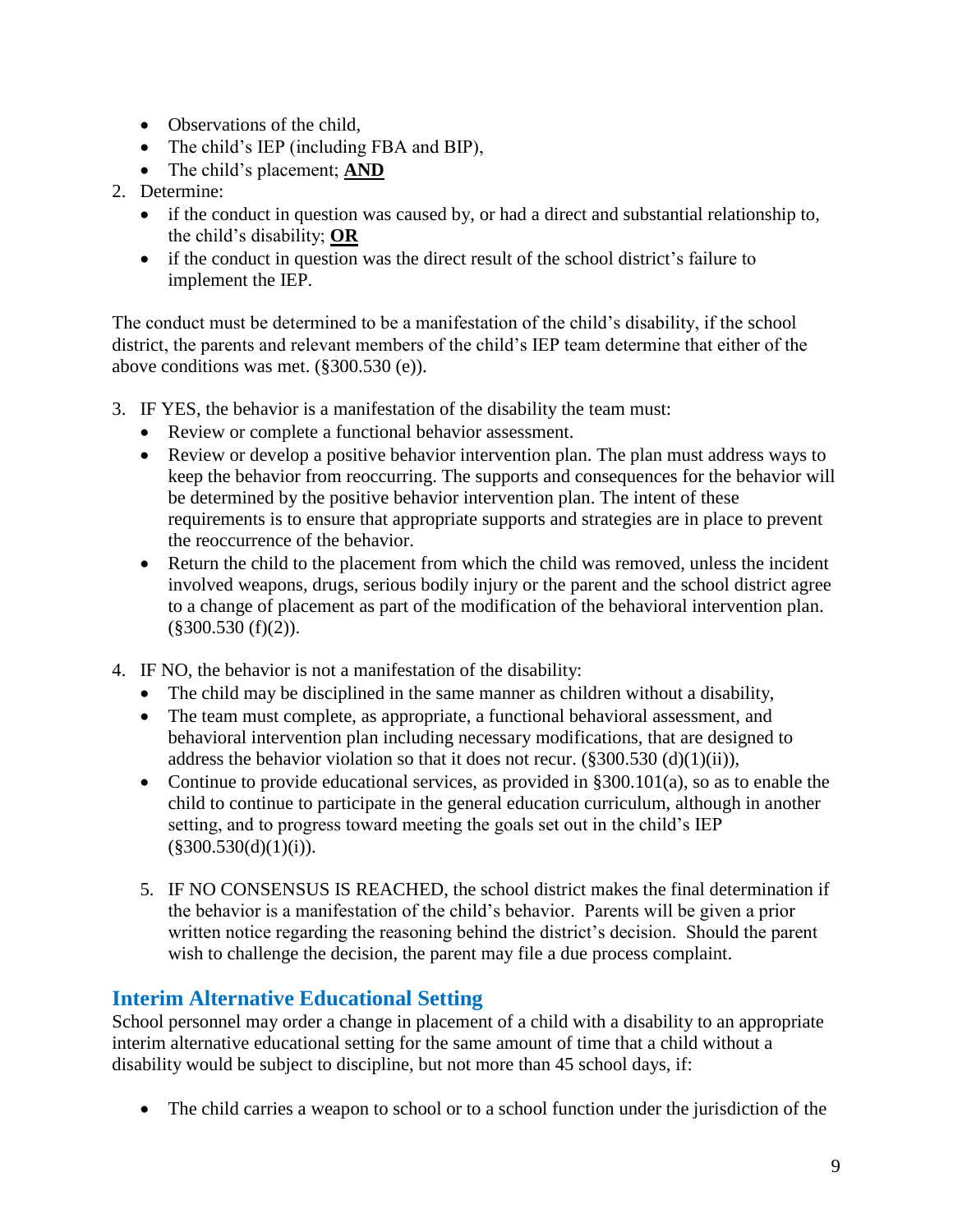- Observations of the child,
- The child's IEP (including FBA and BIP),
- The child's placement; **<u>AND</u>**

2. Determine:
   - if the conduct in question was caused by, or had a direct and substantial relationship to, the child's disability; **<u>OR</u>**
   - if the conduct in question was the direct result of the school district's failure to implement the IEP.

The conduct must be determined to be a manifestation of the child's disability, if the school district, the parents and relevant members of the child's IEP team determine that either of the above conditions was met. (§300.530 (e)).

3. IF YES, the behavior is a manifestation of the disability the team must:
   - Review or complete a functional behavior assessment.
   - Review or develop a positive behavior intervention plan. The plan must address ways to keep the behavior from reoccurring. The supports and consequences for the behavior will be determined by the positive behavior intervention plan. The intent of these requirements is to ensure that appropriate supports and strategies are in place to prevent the reoccurrence of the behavior.
   - Return the child to the placement from which the child was removed, unless the incident involved weapons, drugs, serious bodily injury or the parent and the school district agree to a change of placement as part of the modification of the behavioral intervention plan. (§300.530 (f)(2)).

4. IF NO, the behavior is not a manifestation of the disability:
   - The child may be disciplined in the same manner as children without a disability,
   - The team must complete, as appropriate, a functional behavioral assessment, and behavioral intervention plan including necessary modifications, that are designed to address the behavior violation so that it does not recur. (§300.530 (d)(1)(ii)),
   - Continue to provide educational services, as provided in §300.101(a), so as to enable the child to continue to participate in the general education curriculum, although in another setting, and to progress toward meeting the goals set out in the child's IEP (§300.530(d)(1)(i)).

5. IF NO CONSENSUS IS REACHED, the school district makes the final determination if the behavior is a manifestation of the child's behavior. Parents will be given a prior written notice regarding the reasoning behind the district's decision. Should the parent wish to challenge the decision, the parent may file a due process complaint.

## Interim Alternative Educational Setting

School personnel may order a change in placement of a child with a disability to an appropriate interim alternative educational setting for the same amount of time that a child without a disability would be subject to discipline, but not more than 45 school days, if:

- The child carries a weapon to school or to a school function under the jurisdiction of the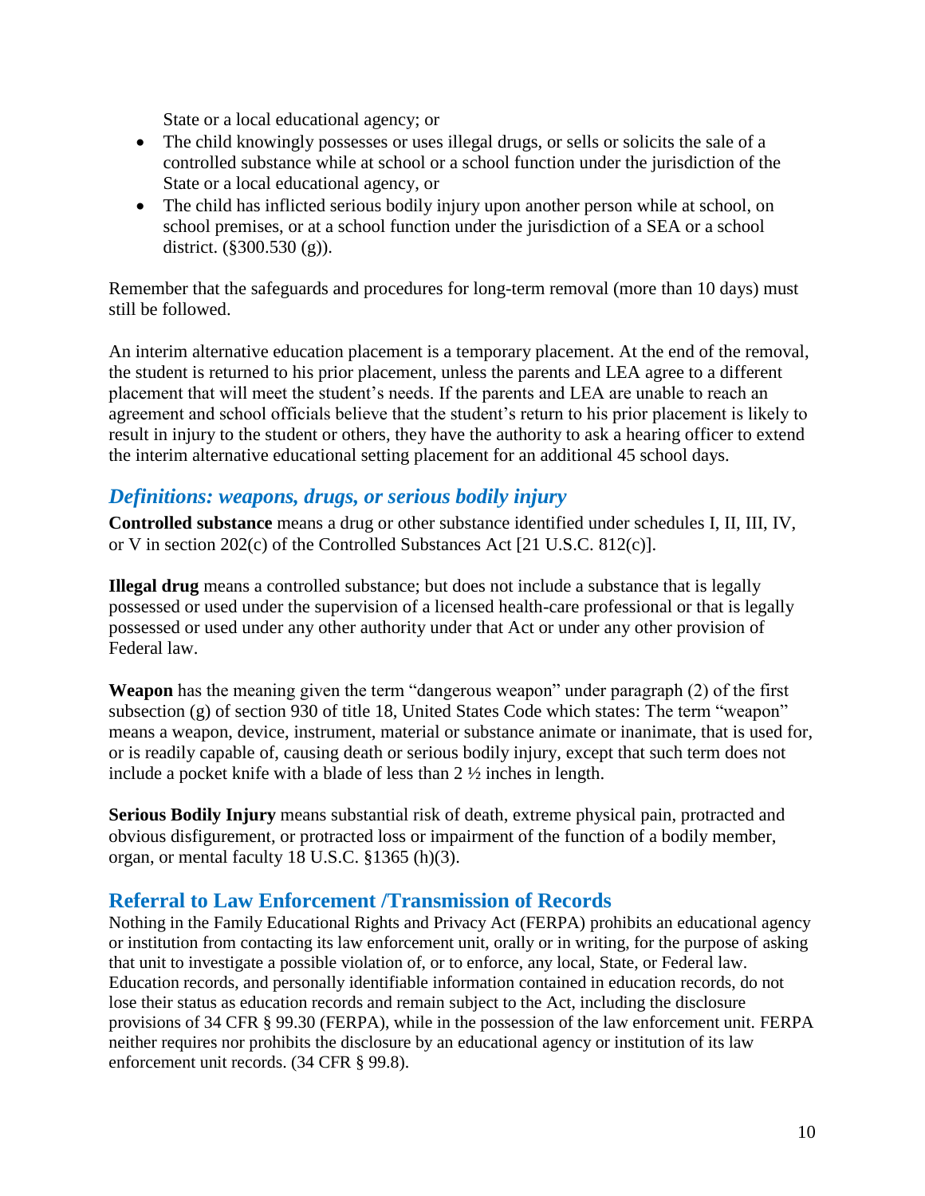State or a local educational agency; or

- The child knowingly possesses or uses illegal drugs, or sells or solicits the sale of a controlled substance while at school or a school function under the jurisdiction of the State or a local educational agency, or
- The child has inflicted serious bodily injury upon another person while at school, on school premises, or at a school function under the jurisdiction of a SEA or a school district. (§300.530 (g)).

Remember that the safeguards and procedures for long-term removal (more than 10 days) must still be followed.

An interim alternative education placement is a temporary placement. At the end of the removal, the student is returned to his prior placement, unless the parents and LEA agree to a different placement that will meet the student's needs. If the parents and LEA are unable to reach an agreement and school officials believe that the student's return to his prior placement is likely to result in injury to the student or others, they have the authority to ask a hearing officer to extend the interim alternative educational setting placement for an additional 45 school days.

### *Definitions: weapons, drugs, or serious bodily injury*

**Controlled substance** means a drug or other substance identified under schedules I, II, III, IV, or V in section 202(c) of the Controlled Substances Act [21 U.S.C. 812(c)].

**Illegal drug** means a controlled substance; but does not include a substance that is legally possessed or used under the supervision of a licensed health-care professional or that is legally possessed or used under any other authority under that Act or under any other provision of Federal law.

**Weapon** has the meaning given the term "dangerous weapon" under paragraph (2) of the first subsection (g) of section 930 of title 18, United States Code which states: The term "weapon" means a weapon, device, instrument, material or substance animate or inanimate, that is used for, or is readily capable of, causing death or serious bodily injury, except that such term does not include a pocket knife with a blade of less than 2 ½ inches in length.

**Serious Bodily Injury** means substantial risk of death, extreme physical pain, protracted and obvious disfigurement, or protracted loss or impairment of the function of a bodily member, organ, or mental faculty 18 U.S.C. §1365 (h)(3).

## Referral to Law Enforcement /Transmission of Records

Nothing in the Family Educational Rights and Privacy Act (FERPA) prohibits an educational agency or institution from contacting its law enforcement unit, orally or in writing, for the purpose of asking that unit to investigate a possible violation of, or to enforce, any local, State, or Federal law. Education records, and personally identifiable information contained in education records, do not lose their status as education records and remain subject to the Act, including the disclosure provisions of 34 CFR § 99.30 (FERPA), while in the possession of the law enforcement unit. FERPA neither requires nor prohibits the disclosure by an educational agency or institution of its law enforcement unit records. (34 CFR § 99.8).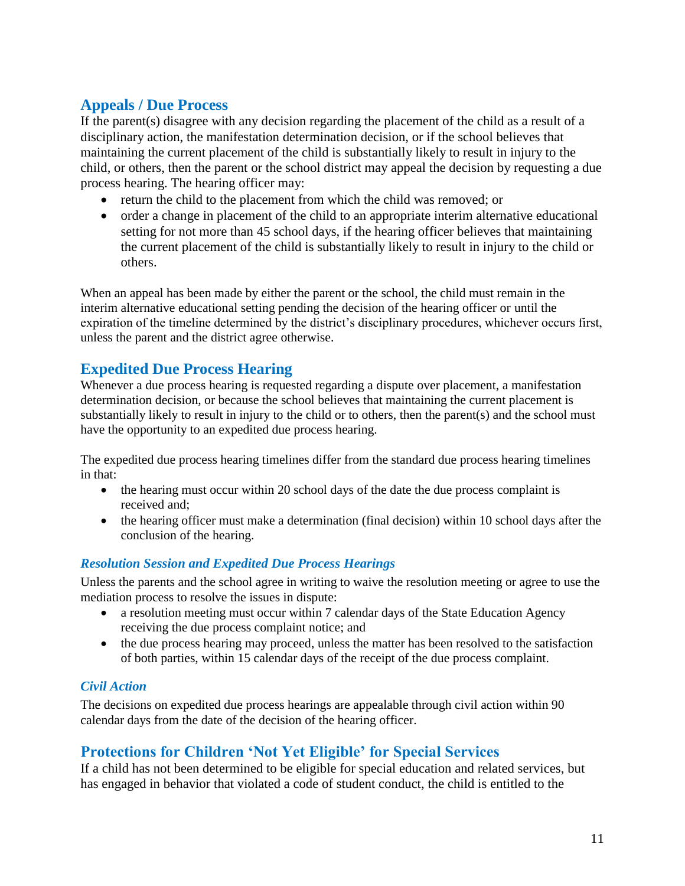## Appeals / Due Process

If the parent(s) disagree with any decision regarding the placement of the child as a result of a disciplinary action, the manifestation determination decision, or if the school believes that maintaining the current placement of the child is substantially likely to result in injury to the child, or others, then the parent or the school district may appeal the decision by requesting a due process hearing. The hearing officer may:

- return the child to the placement from which the child was removed; or
- order a change in placement of the child to an appropriate interim alternative educational setting for not more than 45 school days, if the hearing officer believes that maintaining the current placement of the child is substantially likely to result in injury to the child or others.

When an appeal has been made by either the parent or the school, the child must remain in the interim alternative educational setting pending the decision of the hearing officer or until the expiration of the timeline determined by the district's disciplinary procedures, whichever occurs first, unless the parent and the district agree otherwise.

## Expedited Due Process Hearing

Whenever a due process hearing is requested regarding a dispute over placement, a manifestation determination decision, or because the school believes that maintaining the current placement is substantially likely to result in injury to the child or to others, then the parent(s) and the school must have the opportunity to an expedited due process hearing.

The expedited due process hearing timelines differ from the standard due process hearing timelines in that:

- the hearing must occur within 20 school days of the date the due process complaint is received and;
- the hearing officer must make a determination (final decision) within 10 school days after the conclusion of the hearing.

### *Resolution Session and Expedited Due Process Hearings*

Unless the parents and the school agree in writing to waive the resolution meeting or agree to use the mediation process to resolve the issues in dispute:

- a resolution meeting must occur within 7 calendar days of the State Education Agency receiving the due process complaint notice; and
- the due process hearing may proceed, unless the matter has been resolved to the satisfaction of both parties, within 15 calendar days of the receipt of the due process complaint.

### *Civil Action*

The decisions on expedited due process hearings are appealable through civil action within 90 calendar days from the date of the decision of the hearing officer.

## Protections for Children 'Not Yet Eligible' for Special Services

If a child has not been determined to be eligible for special education and related services, but has engaged in behavior that violated a code of student conduct, the child is entitled to the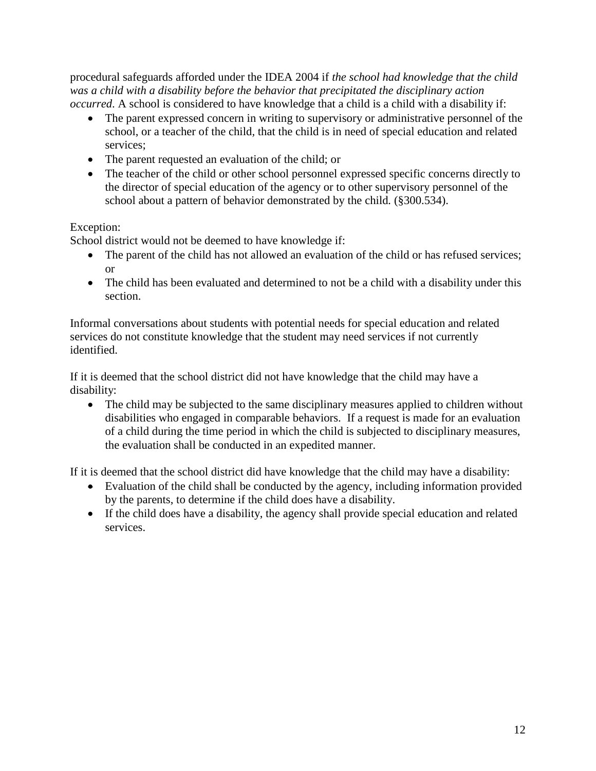procedural safeguards afforded under the IDEA 2004 if *the school had knowledge that the child was a child with a disability before the behavior that precipitated the disciplinary action occurred*. A school is considered to have knowledge that a child is a child with a disability if:

- The parent expressed concern in writing to supervisory or administrative personnel of the school, or a teacher of the child, that the child is in need of special education and related services;
- The parent requested an evaluation of the child; or
- The teacher of the child or other school personnel expressed specific concerns directly to the director of special education of the agency or to other supervisory personnel of the school about a pattern of behavior demonstrated by the child. (§300.534).

Exception:
School district would not be deemed to have knowledge if:

- The parent of the child has not allowed an evaluation of the child or has refused services; or
- The child has been evaluated and determined to not be a child with a disability under this section.

Informal conversations about students with potential needs for special education and related services do not constitute knowledge that the student may need services if not currently identified.

If it is deemed that the school district did not have knowledge that the child may have a disability:

- The child may be subjected to the same disciplinary measures applied to children without disabilities who engaged in comparable behaviors. If a request is made for an evaluation of a child during the time period in which the child is subjected to disciplinary measures, the evaluation shall be conducted in an expedited manner.

If it is deemed that the school district did have knowledge that the child may have a disability:

- Evaluation of the child shall be conducted by the agency, including information provided by the parents, to determine if the child does have a disability.
- If the child does have a disability, the agency shall provide special education and related services.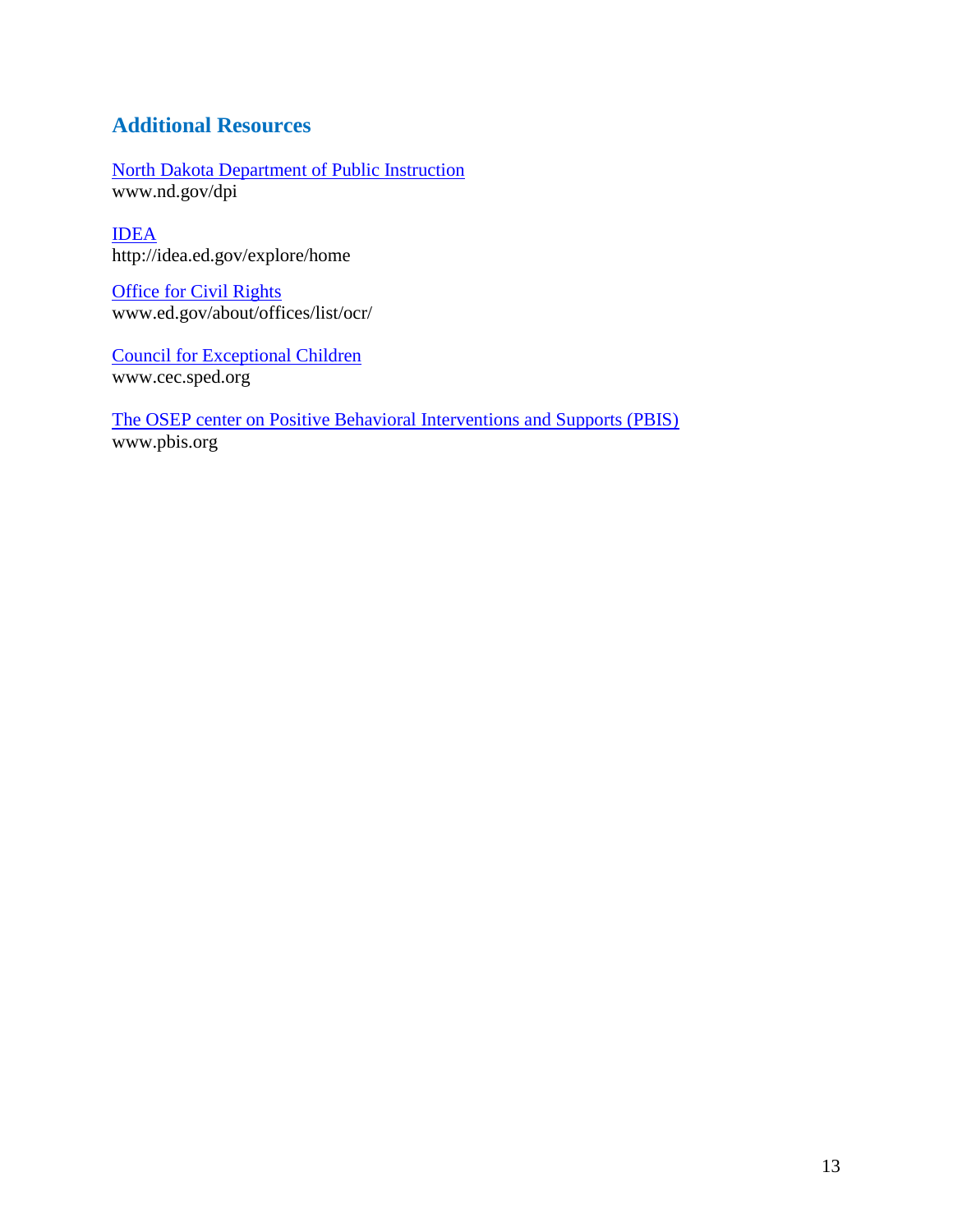## Additional Resources

[North Dakota Department of Public Instruction](http://www.nd.gov/dpi)
www.nd.gov/dpi

[IDEA](http://idea.ed.gov/explore/home)
http://idea.ed.gov/explore/home

[Office for Civil Rights](http://www.ed.gov/about/offices/list/ocr/)
www.ed.gov/about/offices/list/ocr/

[Council for Exceptional Children](http://www.cec.sped.org)
www.cec.sped.org

[The OSEP center on Positive Behavioral Interventions and Supports (PBIS)](http://www.pbis.org)
www.pbis.org